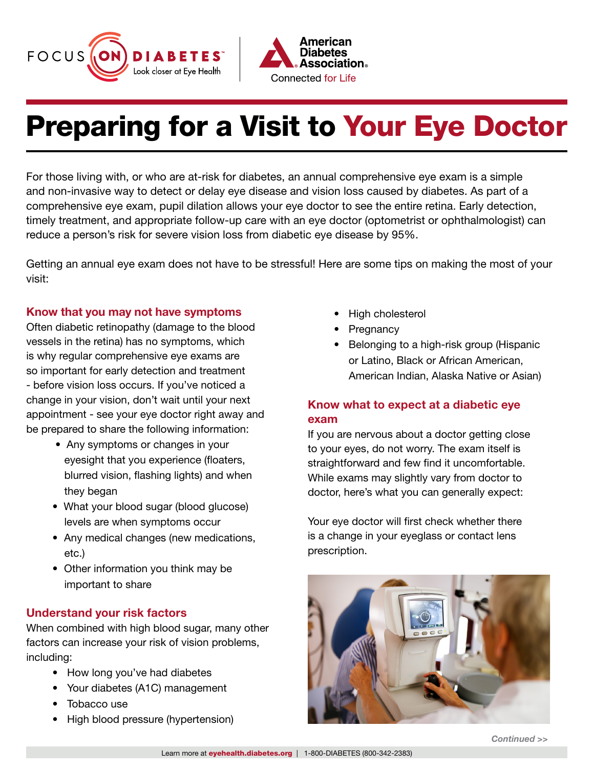# Preparing for a Visit to Your Eye Doctor

For those living with, or who are at-risk for diabetes, an annual comprehensive eye exam is a simple and non-invasive way to detect or delay eye disease and vision loss caused by diabetes. As part of a comprehensive eye exam, pupil dilation allows your eye doctor to see the entire retina. Early detection, timely treatment, and appropriate follow-up care with an eye doctor (optometrist or ophthalmologist) can reduce a person's risk for severe vision loss from diabetic eye disease by 95%.

Getting an annual eye exam does not have to be stressful! Here are some tips on making the most of your visit:

## Know that you may not have symptoms

Often diabetic retinopathy (damage to the blood vessels in the retina) has no symptoms, which is why regular comprehensive eye exams are so important for early detection and treatment - before vision loss occurs. If you've noticed a change in your vision, don't wait until your next appointment - see your eye doctor right away and be prepared to share the following information:

- Any symptoms or changes in your eyesight that you experience (floaters, blurred vision, flashing lights) and when they began
- What your blood sugar (blood glucose) levels are when symptoms occur
- Any medical changes (new medications, etc.)
- Other information you think may be important to share

## Understand your risk factors

When combined with high blood sugar, many other factors can increase your risk of vision problems, including:

- How long you've had diabetes
- Your diabetes (A1C) management
- Tobacco use
- High blood pressure (hypertension)
- High cholesterol
- Pregnancy
- Belonging to a high-risk group (Hispanic or Latino, Black or African American, American Indian, Alaska Native or Asian)

## Know what to expect at a diabetic eye exam

If you are nervous about a doctor getting close to your eyes, do not worry. The exam itself is straightforward and few find it uncomfortable. While exams may slightly vary from doctor to doctor, here's what you can generally expect:

Your eye doctor will first check whether there is a change in your eyeglass or contact lens prescription.

*Continued >>*

Learn more at **eyehealth.diabetes.org** | 1-800-DIABETES (800-342-2383)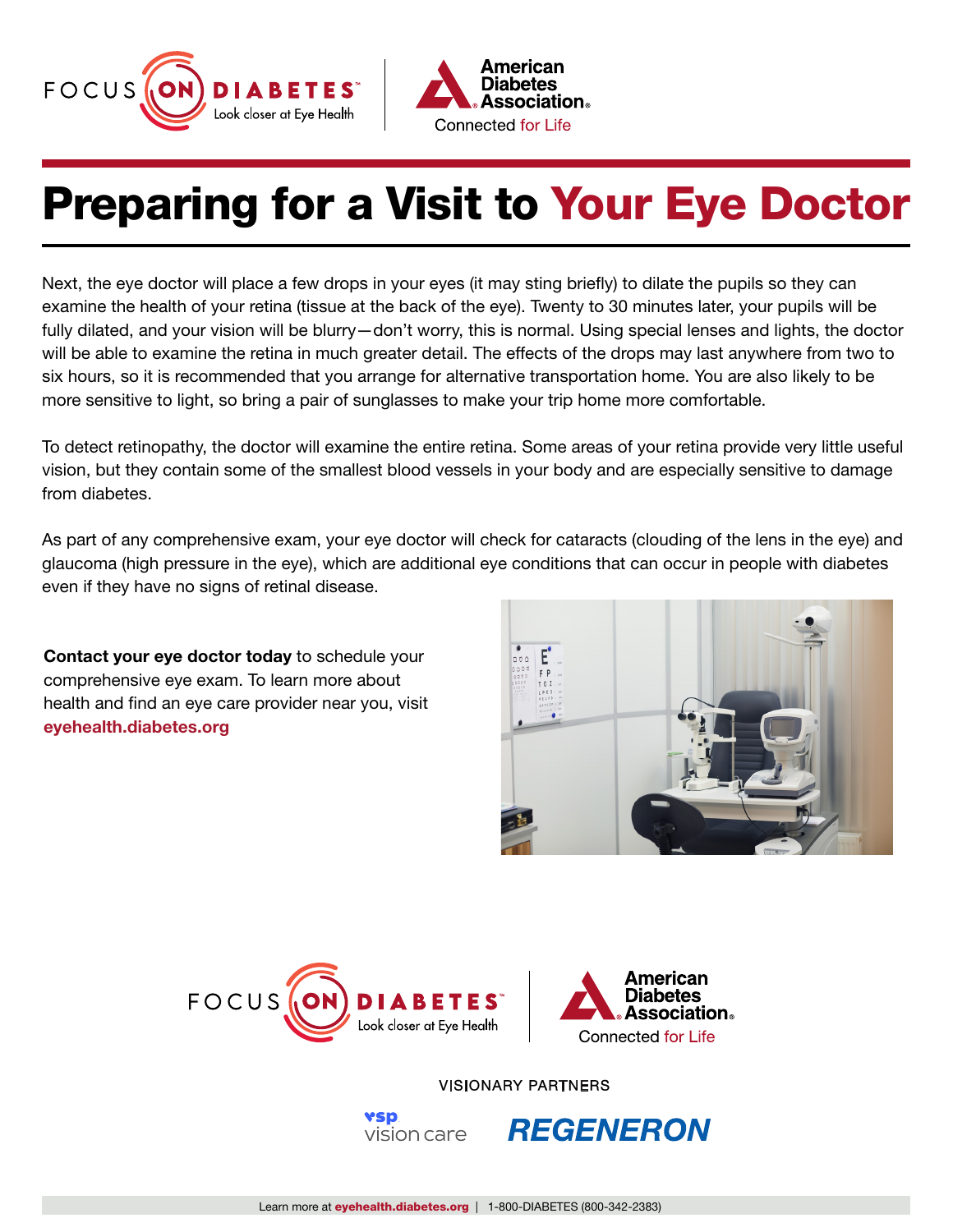# Preparing for a Visit to Your Eye Doctor

Next, the eye doctor will place a few drops in your eyes (it may sting briefly) to dilate the pupils so they can examine the health of your retina (tissue at the back of the eye). Twenty to 30 minutes later, your pupils will be fully dilated, and your vision will be blurry—don't worry, this is normal. Using special lenses and lights, the doctor will be able to examine the retina in much greater detail. The effects of the drops may last anywhere from two to six hours, so it is recommended that you arrange for alternative transportation home. You are also likely to be more sensitive to light, so bring a pair of sunglasses to make your trip home more comfortable.

To detect retinopathy, the doctor will examine the entire retina. Some areas of your retina provide very little useful vision, but they contain some of the smallest blood vessels in your body and are especially sensitive to damage from diabetes.

As part of any comprehensive exam, your eye doctor will check for cataracts (clouding of the lens in the eye) and glaucoma (high pressure in the eye), which are additional eye conditions that can occur in people with diabetes even if they have no signs of retinal disease.

**Contact your eye doctor today** to schedule your comprehensive eye exam. To learn more about health and find an eye care provider near you, visit **eyehealth.diabetes.org**

VISIONARY PARTNERS

Learn more at **eyehealth.diabetes.org** | 1-800-DIABETES (800-342-2383)